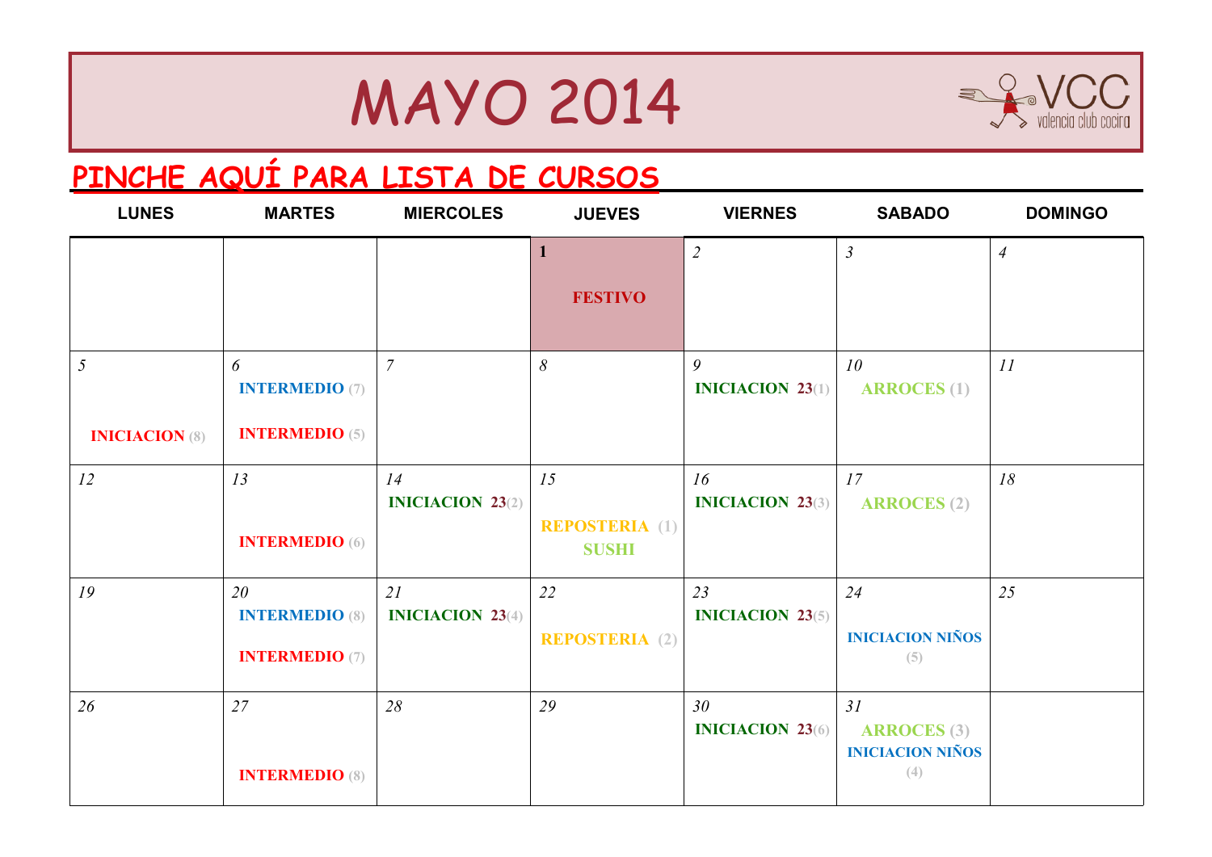# MAYO 2014

VCC valencia club cocina

## PINCHE AQUÍ PARA LISTA DE CURSOS

| LUNES | MARTES | MIERCOLES | JUEVES | VIERNES | SABADO | DOMINGO |
|---|---|---|---|---|---|---|
| | | | 1<br>FESTIVO | 2 | 3 | 4 |
| 5<br>INICIACION (8) | 6<br>INTERMEDIO (7)<br>INTERMEDIO (5) | 7 | 8 | 9<br>INICIACION 23(1) | 10<br>ARROCES (1) | 11 |
| 12 | 13<br>INTERMEDIO (6) | 14<br>INICIACION 23(2) | 15<br>REPOSTERIA (1)<br>SUSHI | 16<br>INICIACION 23(3) | 17<br>ARROCES (2) | 18 |
| 19 | 20<br>INTERMEDIO (8)<br>INTERMEDIO (7) | 21<br>INICIACION 23(4) | 22<br>REPOSTERIA (2) | 23<br>INICIACION 23(5) | 24<br>INICIACION NIÑOS (5) | 25 |
| 26 | 27<br>INTERMEDIO (8) | 28 | 29 | 30<br>INICIACION 23(6) | 31<br>ARROCES (3)<br>INICIACION NIÑOS (4) | |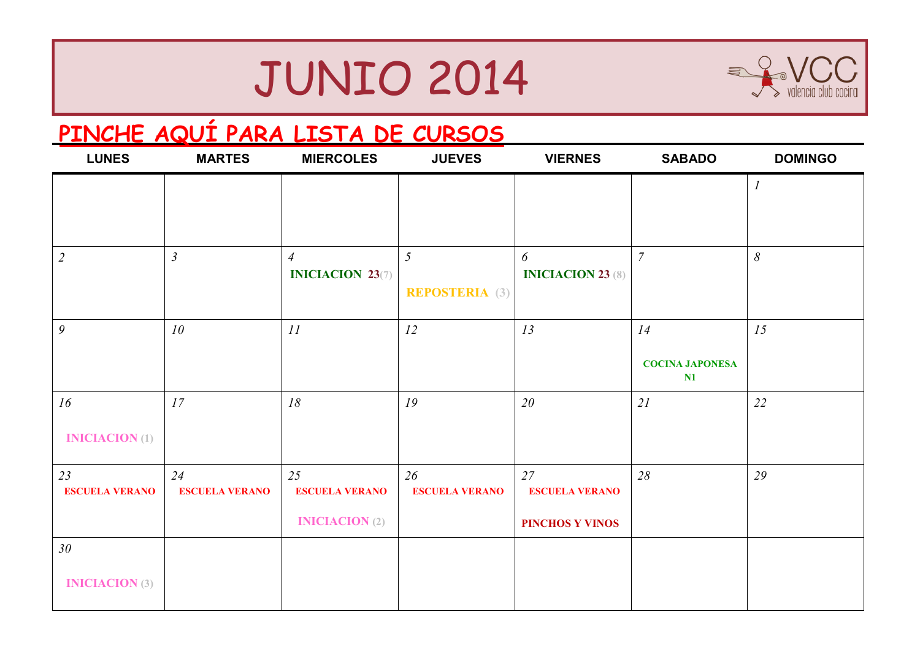# JUNIO 2014

VCC valencia club cocina

## PINCHE AQUÍ PARA LISTA DE CURSOS

| LUNES | MARTES | MIERCOLES | JUEVES | VIERNES | SABADO | DOMINGO |
| --- | --- | --- | --- | --- | --- | --- |
| | | | | | | *1* |
| *2* | *3* | *4* **INICIACION 23(7)** | *5* **REPOSTERIA (3)** | *6* **INICIACION 23 (8)** | *7* | *8* |
| *9* | *10* | *11* | *12* | *13* | *14* **COCINA JAPONESA N1** | *15* |
| *16* **INICIACION (1)** | *17* | *18* | *19* | *20* | *21* | *22* |
| *23* **ESCUELA VERANO** | *24* **ESCUELA VERANO** | *25* **ESCUELA VERANO** **INICIACION (2)** | *26* **ESCUELA VERANO** | *27* **ESCUELA VERANO** **PINCHOS Y VINOS** | *28* | *29* |
| *30* **INICIACION (3)** | | | | | | |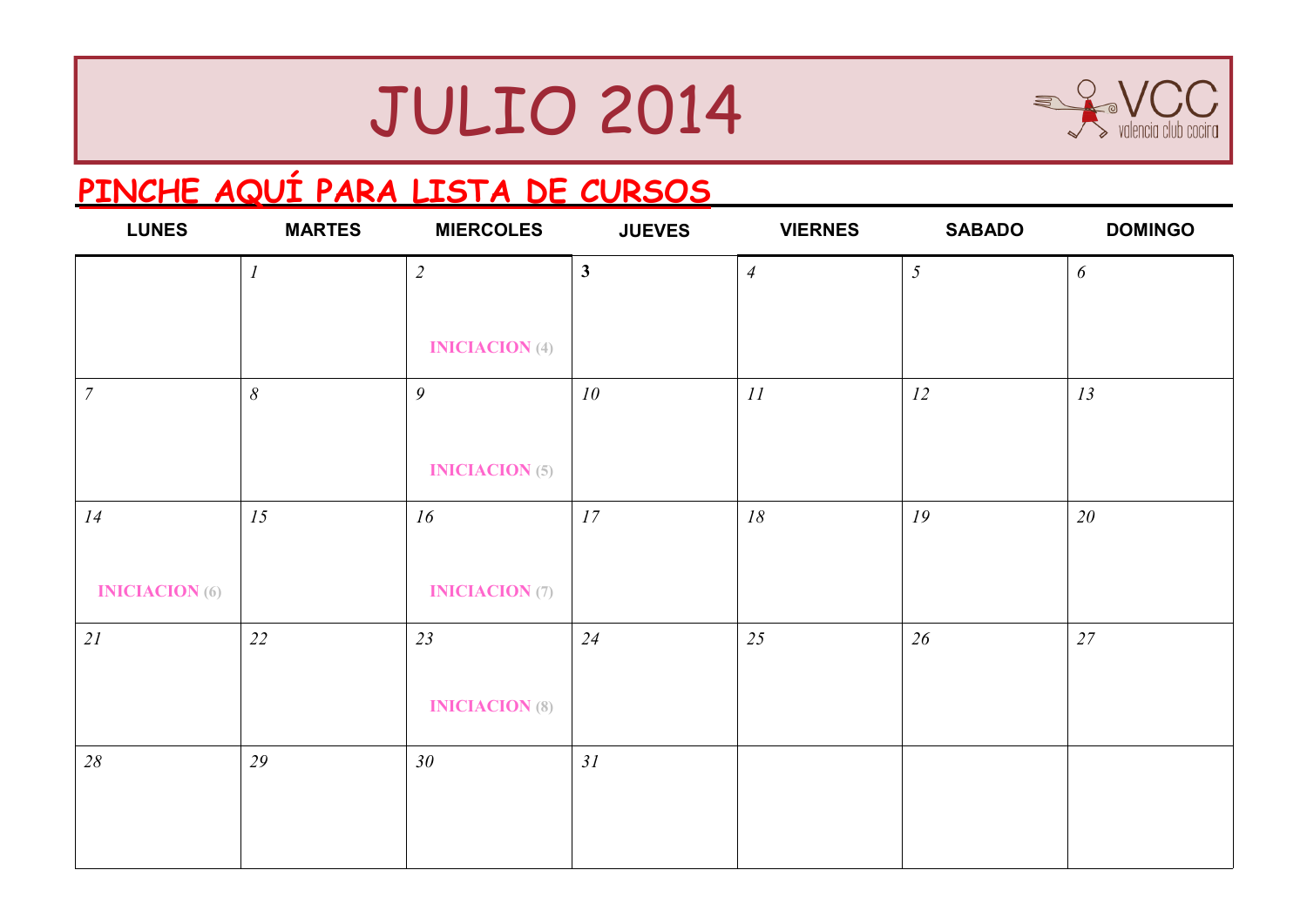# JULIO 2014

VCC valencia club cocina

**PINCHE AQUÍ PARA LISTA DE CURSOS**

| LUNES | MARTES | MIERCOLES | JUEVES | VIERNES | SABADO | DOMINGO |
|---|---|---|---|---|---|---|
| | *1* | *2* INICIACION (4) | **3** | *4* | *5* | *6* |
| *7* | *8* | *9* INICIACION (5) | *10* | *11* | *12* | *13* |
| *14* INICIACION (6) | *15* | *16* INICIACION (7) | *17* | *18* | *19* | *20* |
| *21* | *22* | *23* INICIACION (8) | *24* | *25* | *26* | *27* |
| *28* | *29* | *30* | *31* | | | |